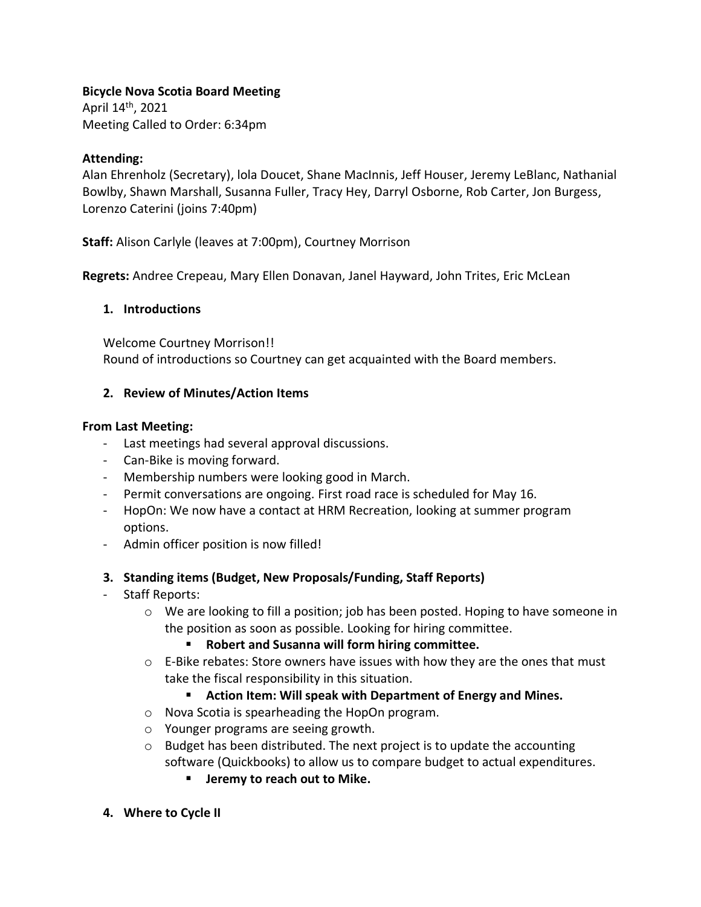**Bicycle Nova Scotia Board Meeting**
April 14th, 2021
Meeting Called to Order: 6:34pm

**Attending:**
Alan Ehrenholz (Secretary), lola Doucet, Shane MacInnis, Jeff Houser, Jeremy LeBlanc, Nathanial Bowlby, Shawn Marshall, Susanna Fuller, Tracy Hey, Darryl Osborne, Rob Carter, Jon Burgess, Lorenzo Caterini (joins 7:40pm)

**Staff:** Alison Carlyle (leaves at 7:00pm), Courtney Morrison

**Regrets:** Andree Crepeau, Mary Ellen Donavan, Janel Hayward, John Trites, Eric McLean

## 1. Introductions

Welcome Courtney Morrison!!
Round of introductions so Courtney can get acquainted with the Board members.

## 2. Review of Minutes/Action Items

**From Last Meeting:**

- Last meetings had several approval discussions.
- Can-Bike is moving forward.
- Membership numbers were looking good in March.
- Permit conversations are ongoing. First road race is scheduled for May 16.
- HopOn: We now have a contact at HRM Recreation, looking at summer program options.
- Admin officer position is now filled!

## 3. Standing items (Budget, New Proposals/Funding, Staff Reports)

- Staff Reports:
  - We are looking to fill a position; job has been posted. Hoping to have someone in the position as soon as possible. Looking for hiring committee.
    - **Robert and Susanna will form hiring committee.**
  - E-Bike rebates: Store owners have issues with how they are the ones that must take the fiscal responsibility in this situation.
    - **Action Item: Will speak with Department of Energy and Mines.**
  - Nova Scotia is spearheading the HopOn program.
  - Younger programs are seeing growth.
  - Budget has been distributed. The next project is to update the accounting software (Quickbooks) to allow us to compare budget to actual expenditures.
    - **Jeremy to reach out to Mike.**

## 4. Where to Cycle II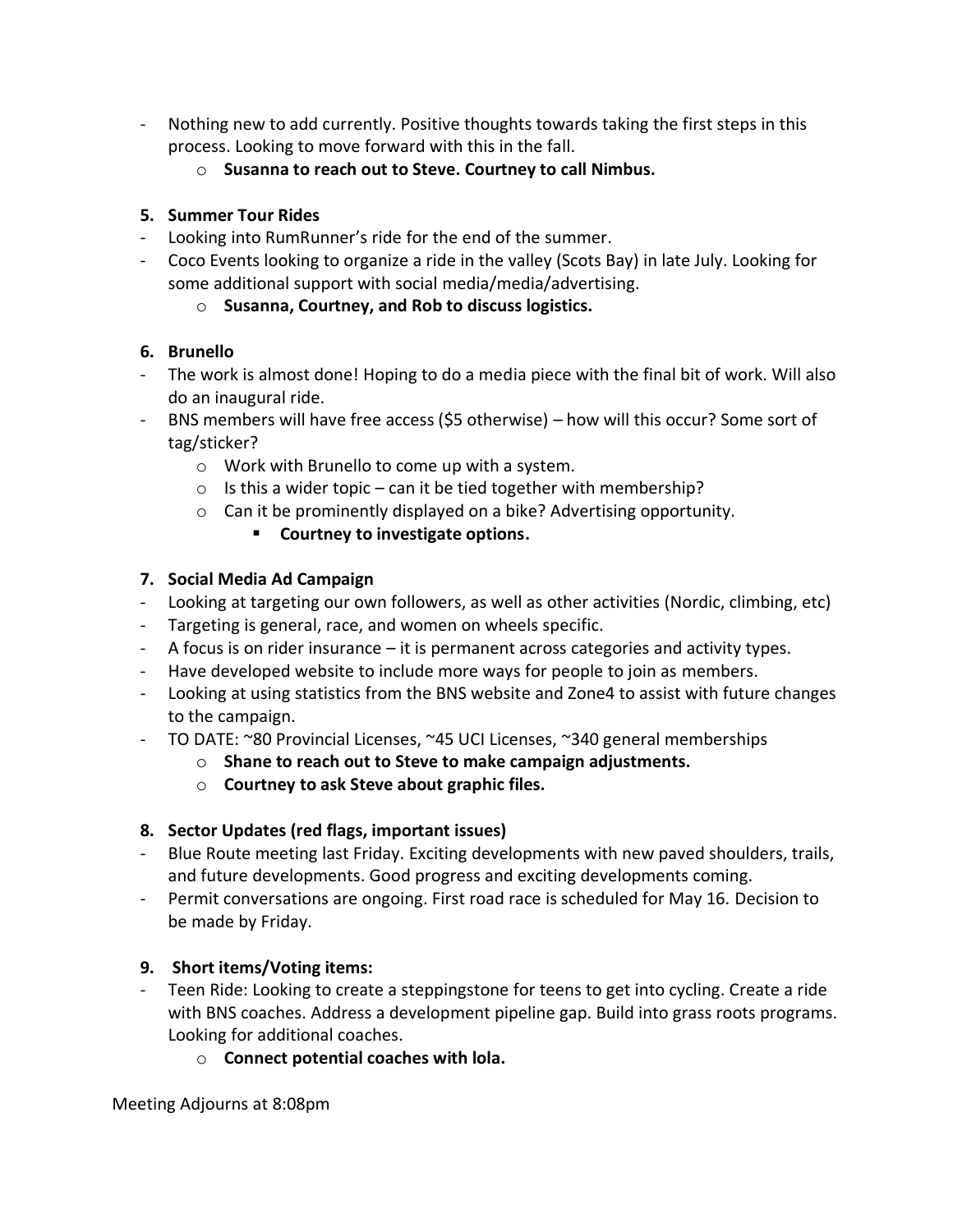- Nothing new to add currently. Positive thoughts towards taking the first steps in this process. Looking to move forward with this in the fall.
  - **Susanna to reach out to Steve. Courtney to call Nimbus.**

**5. Summer Tour Rides**

- Looking into RumRunner's ride for the end of the summer.
- Coco Events looking to organize a ride in the valley (Scots Bay) in late July. Looking for some additional support with social media/media/advertising.
  - **Susanna, Courtney, and Rob to discuss logistics.**

**6. Brunello**

- The work is almost done! Hoping to do a media piece with the final bit of work. Will also do an inaugural ride.
- BNS members will have free access ($5 otherwise) – how will this occur? Some sort of tag/sticker?
  - Work with Brunello to come up with a system.
  - Is this a wider topic – can it be tied together with membership?
  - Can it be prominently displayed on a bike? Advertising opportunity.
    - **Courtney to investigate options.**

**7. Social Media Ad Campaign**

- Looking at targeting our own followers, as well as other activities (Nordic, climbing, etc)
- Targeting is general, race, and women on wheels specific.
- A focus is on rider insurance – it is permanent across categories and activity types.
- Have developed website to include more ways for people to join as members.
- Looking at using statistics from the BNS website and Zone4 to assist with future changes to the campaign.
- TO DATE: ~80 Provincial Licenses, ~45 UCI Licenses, ~340 general memberships
  - **Shane to reach out to Steve to make campaign adjustments.**
  - **Courtney to ask Steve about graphic files.**

**8. Sector Updates (red flags, important issues)**

- Blue Route meeting last Friday. Exciting developments with new paved shoulders, trails, and future developments. Good progress and exciting developments coming.
- Permit conversations are ongoing. First road race is scheduled for May 16. Decision to be made by Friday.

**9. Short items/Voting items:**

- Teen Ride: Looking to create a steppingstone for teens to get into cycling. Create a ride with BNS coaches. Address a development pipeline gap. Build into grass roots programs. Looking for additional coaches.
  - **Connect potential coaches with lola.**

Meeting Adjourns at 8:08pm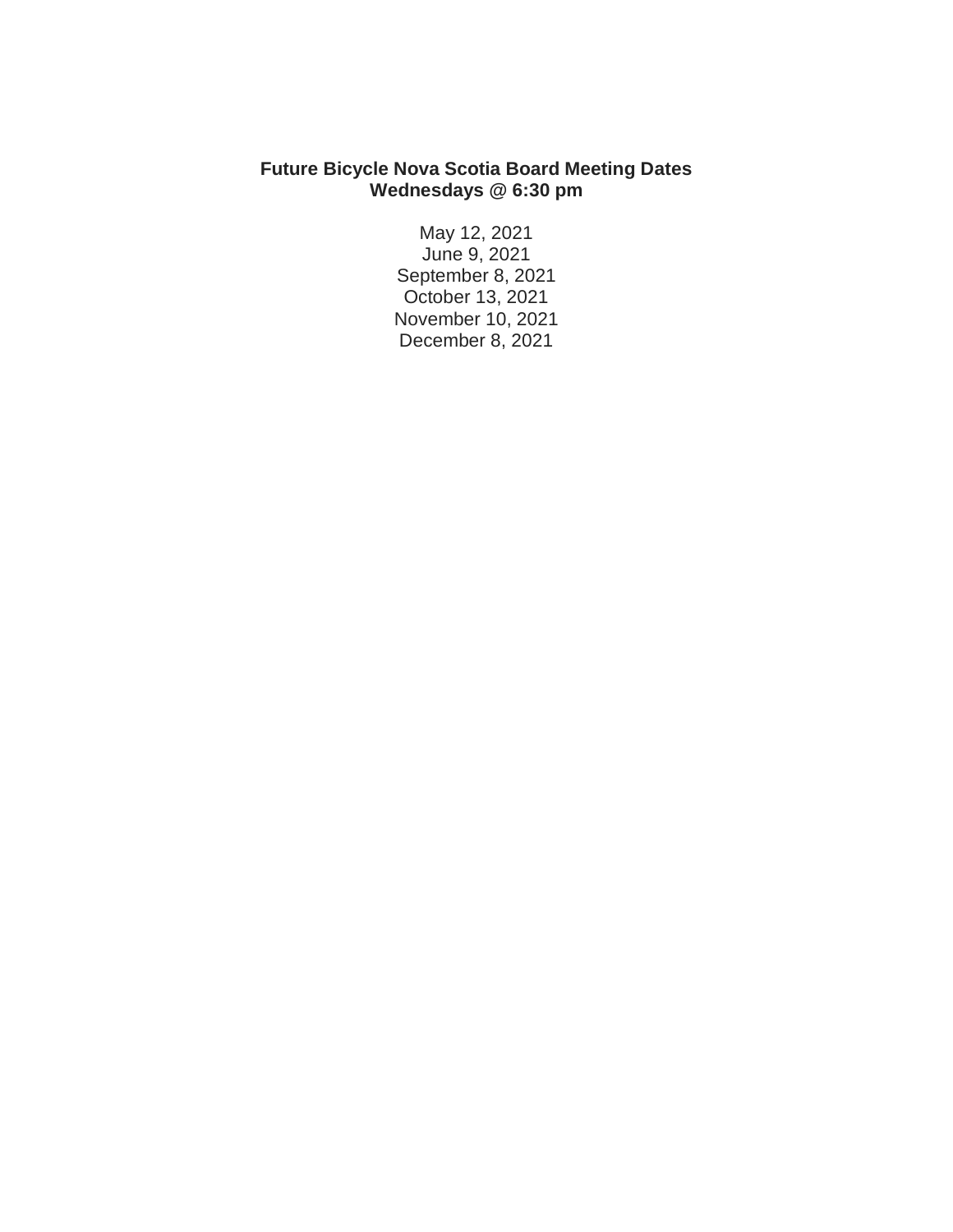**Future Bicycle Nova Scotia Board Meeting Dates**
**Wednesdays @ 6:30 pm**

May 12, 2021
June 9, 2021
September 8, 2021
October 13, 2021
November 10, 2021
December 8, 2021